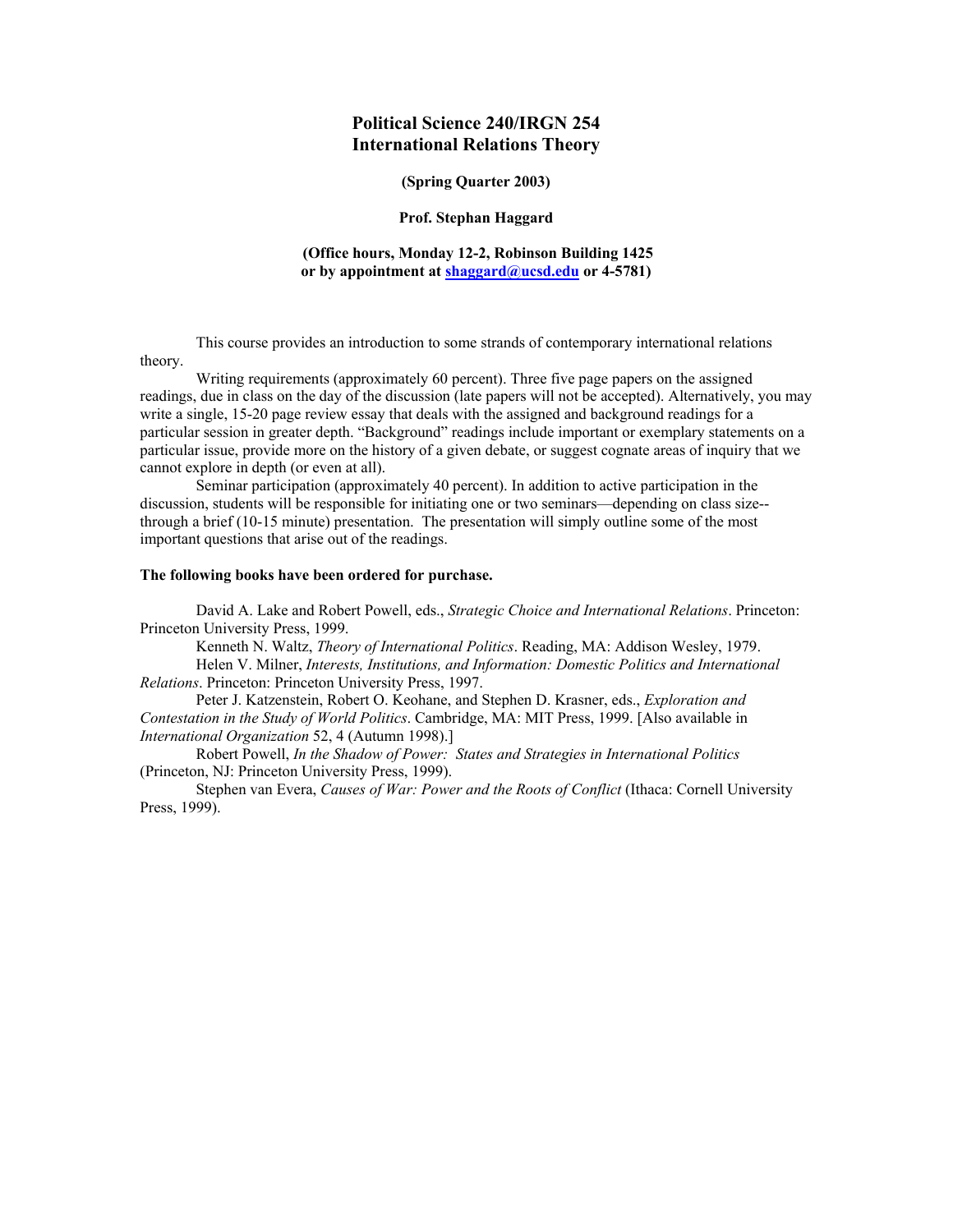# Political Science 240/IRGN 254
# International Relations Theory

**(Spring Quarter 2003)**

**Prof. Stephan Haggard**

**(Office hours, Monday 12-2, Robinson Building 1425
or by appointment at shaggard@ucsd.edu or 4-5781)**

This course provides an introduction to some strands of contemporary international relations theory.

Writing requirements (approximately 60 percent). Three five page papers on the assigned readings, due in class on the day of the discussion (late papers will not be accepted). Alternatively, you may write a single, 15-20 page review essay that deals with the assigned and background readings for a particular session in greater depth. "Background" readings include important or exemplary statements on a particular issue, provide more on the history of a given debate, or suggest cognate areas of inquiry that we cannot explore in depth (or even at all).

Seminar participation (approximately 40 percent). In addition to active participation in the discussion, students will be responsible for initiating one or two seminars—depending on class size--through a brief (10-15 minute) presentation. The presentation will simply outline some of the most important questions that arise out of the readings.

**The following books have been ordered for purchase.**

David A. Lake and Robert Powell, eds., *Strategic Choice and International Relations*. Princeton: Princeton University Press, 1999.

Kenneth N. Waltz, *Theory of International Politics*. Reading, MA: Addison Wesley, 1979.

Helen V. Milner, *Interests, Institutions, and Information: Domestic Politics and International Relations*. Princeton: Princeton University Press, 1997.

Peter J. Katzenstein, Robert O. Keohane, and Stephen D. Krasner, eds., *Exploration and Contestation in the Study of World Politics*. Cambridge, MA: MIT Press, 1999. [Also available in *International Organization* 52, 4 (Autumn 1998).]

Robert Powell, *In the Shadow of Power: States and Strategies in International Politics* (Princeton, NJ: Princeton University Press, 1999).

Stephen van Evera, *Causes of War: Power and the Roots of Conflict* (Ithaca: Cornell University Press, 1999).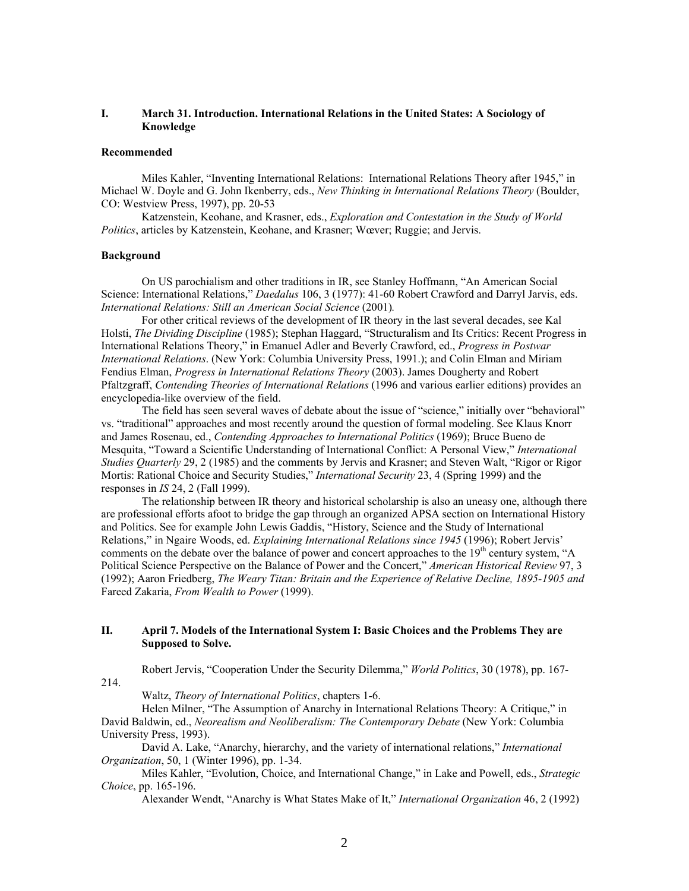## I. March 31. Introduction. International Relations in the United States: A Sociology of Knowledge

### Recommended

Miles Kahler, "Inventing International Relations: International Relations Theory after 1945," in Michael W. Doyle and G. John Ikenberry, eds., *New Thinking in International Relations Theory* (Boulder, CO: Westview Press, 1997), pp. 20-53

Katzenstein, Keohane, and Krasner, eds., *Exploration and Contestation in the Study of World Politics*, articles by Katzenstein, Keohane, and Krasner; Wœver; Ruggie; and Jervis.

### Background

On US parochialism and other traditions in IR, see Stanley Hoffmann, "An American Social Science: International Relations," *Daedalus* 106, 3 (1977): 41-60 Robert Crawford and Darryl Jarvis, eds. *International Relations: Still an American Social Science* (2001).

For other critical reviews of the development of IR theory in the last several decades, see Kal Holsti, *The Dividing Discipline* (1985); Stephan Haggard, "Structuralism and Its Critics: Recent Progress in International Relations Theory," in Emanuel Adler and Beverly Crawford, ed., *Progress in Postwar International Relations*. (New York: Columbia University Press, 1991.); and Colin Elman and Miriam Fendius Elman, *Progress in International Relations Theory* (2003). James Dougherty and Robert Pfaltzgraff, *Contending Theories of International Relations* (1996 and various earlier editions) provides an encyclopedia-like overview of the field.

The field has seen several waves of debate about the issue of "science," initially over "behavioral" vs. "traditional" approaches and most recently around the question of formal modeling. See Klaus Knorr and James Rosenau, ed., *Contending Approaches to International Politics* (1969); Bruce Bueno de Mesquita, "Toward a Scientific Understanding of International Conflict: A Personal View," *International Studies Quarterly* 29, 2 (1985) and the comments by Jervis and Krasner; and Steven Walt, "Rigor or Rigor Mortis: Rational Choice and Security Studies," *International Security* 23, 4 (Spring 1999) and the responses in *IS* 24, 2 (Fall 1999).

The relationship between IR theory and historical scholarship is also an uneasy one, although there are professional efforts afoot to bridge the gap through an organized APSA section on International History and Politics. See for example John Lewis Gaddis, "History, Science and the Study of International Relations," in Ngaire Woods, ed. *Explaining International Relations since 1945* (1996); Robert Jervis' comments on the debate over the balance of power and concert approaches to the 19th century system, "A Political Science Perspective on the Balance of Power and the Concert," *American Historical Review* 97, 3 (1992); Aaron Friedberg, *The Weary Titan: Britain and the Experience of Relative Decline, 1895-1905 and* Fareed Zakaria, *From Wealth to Power* (1999).

## II. April 7. Models of the International System I: Basic Choices and the Problems They are Supposed to Solve.

Robert Jervis, "Cooperation Under the Security Dilemma," *World Politics*, 30 (1978), pp. 167-214.

Waltz, *Theory of International Politics*, chapters 1-6.

Helen Milner, "The Assumption of Anarchy in International Relations Theory: A Critique," in David Baldwin, ed., *Neorealism and Neoliberalism: The Contemporary Debate* (New York: Columbia University Press, 1993).

David A. Lake, "Anarchy, hierarchy, and the variety of international relations," *International Organization*, 50, 1 (Winter 1996), pp. 1-34.

Miles Kahler, "Evolution, Choice, and International Change," in Lake and Powell, eds., *Strategic Choice*, pp. 165-196.

Alexander Wendt, "Anarchy is What States Make of It," *International Organization* 46, 2 (1992)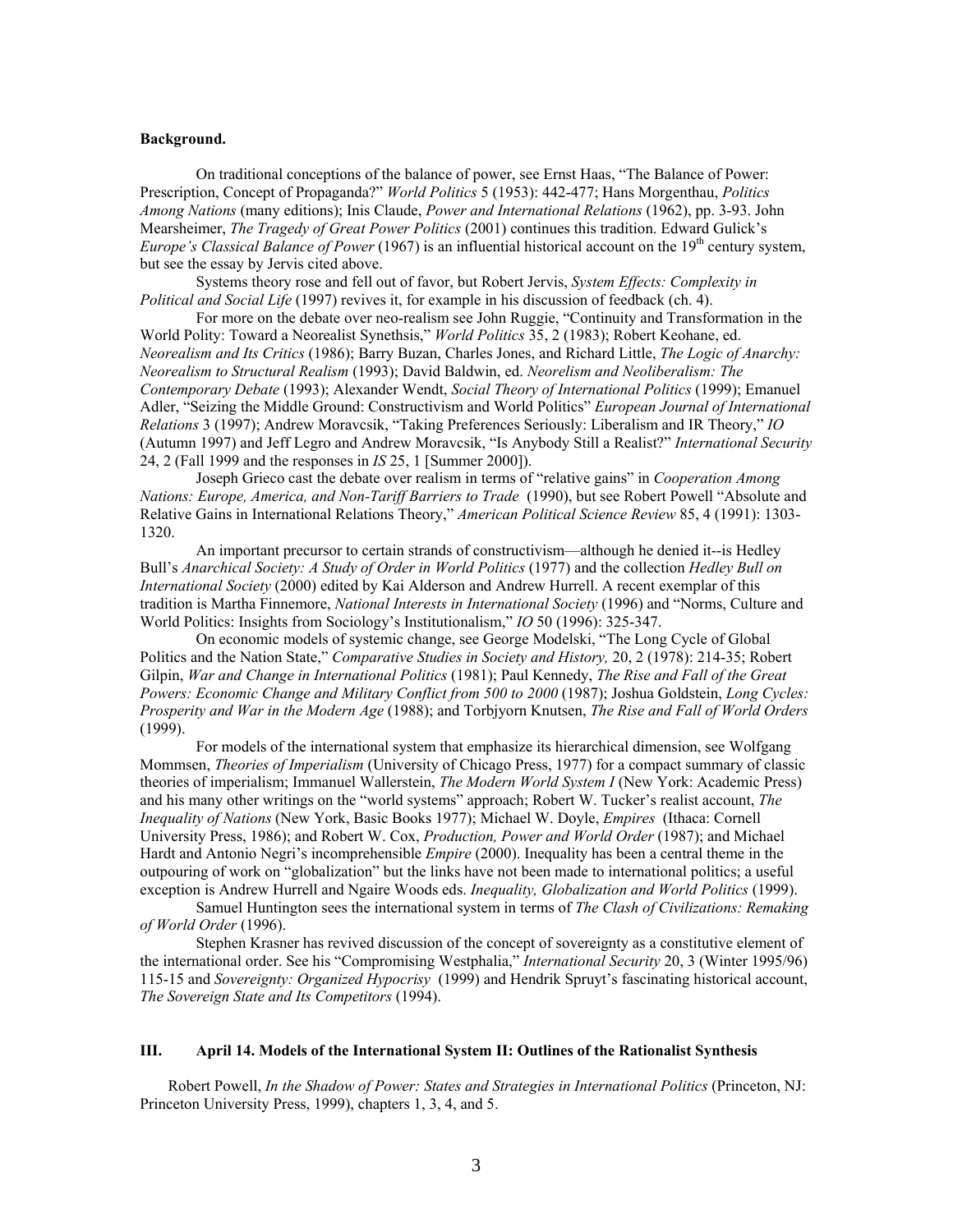**Background.**

On traditional conceptions of the balance of power, see Ernst Haas, "The Balance of Power: Prescription, Concept of Propaganda?" *World Politics* 5 (1953): 442-477; Hans Morgenthau, *Politics Among Nations* (many editions); Inis Claude, *Power and International Relations* (1962), pp. 3-93. John Mearsheimer, *The Tragedy of Great Power Politics* (2001) continues this tradition. Edward Gulick's *Europe's Classical Balance of Power* (1967) is an influential historical account on the 19th century system, but see the essay by Jervis cited above.

Systems theory rose and fell out of favor, but Robert Jervis, *System Effects: Complexity in Political and Social Life* (1997) revives it, for example in his discussion of feedback (ch. 4).

For more on the debate over neo-realism see John Ruggie, "Continuity and Transformation in the World Polity: Toward a Neorealist Synethsis," *World Politics* 35, 2 (1983); Robert Keohane, ed. *Neorealism and Its Critics* (1986); Barry Buzan, Charles Jones, and Richard Little, *The Logic of Anarchy: Neorealism to Structural Realism* (1993); David Baldwin, ed. *Neorelism and Neoliberalism: The Contemporary Debate* (1993); Alexander Wendt, *Social Theory of International Politics* (1999); Emanuel Adler, "Seizing the Middle Ground: Constructivism and World Politics" *European Journal of International Relations* 3 (1997); Andrew Moravcsik, "Taking Preferences Seriously: Liberalism and IR Theory," *IO* (Autumn 1997) and Jeff Legro and Andrew Moravcsik, "Is Anybody Still a Realist?" *International Security* 24, 2 (Fall 1999 and the responses in *IS* 25, 1 [Summer 2000]).

Joseph Grieco cast the debate over realism in terms of "relative gains" in *Cooperation Among Nations: Europe, America, and Non-Tariff Barriers to Trade* (1990), but see Robert Powell "Absolute and Relative Gains in International Relations Theory," *American Political Science Review* 85, 4 (1991): 1303-1320.

An important precursor to certain strands of constructivism—although he denied it--is Hedley Bull's *Anarchical Society: A Study of Order in World Politics* (1977) and the collection *Hedley Bull on International Society* (2000) edited by Kai Alderson and Andrew Hurrell. A recent exemplar of this tradition is Martha Finnemore, *National Interests in International Society* (1996) and "Norms, Culture and World Politics: Insights from Sociology's Institutionalism," *IO* 50 (1996): 325-347.

On economic models of systemic change, see George Modelski, "The Long Cycle of Global Politics and the Nation State," *Comparative Studies in Society and History,* 20, 2 (1978): 214-35; Robert Gilpin, *War and Change in International Politics* (1981); Paul Kennedy, *The Rise and Fall of the Great Powers: Economic Change and Military Conflict from 500 to 2000* (1987); Joshua Goldstein, *Long Cycles: Prosperity and War in the Modern Age* (1988); and Torbjyorn Knutsen, *The Rise and Fall of World Orders* (1999).

For models of the international system that emphasize its hierarchical dimension, see Wolfgang Mommsen, *Theories of Imperialism* (University of Chicago Press, 1977) for a compact summary of classic theories of imperialism; Immanuel Wallerstein, *The Modern World System I* (New York: Academic Press) and his many other writings on the "world systems" approach; Robert W. Tucker's realist account, *The Inequality of Nations* (New York, Basic Books 1977); Michael W. Doyle, *Empires* (Ithaca: Cornell University Press, 1986); and Robert W. Cox, *Production, Power and World Order* (1987); and Michael Hardt and Antonio Negri's incomprehensible *Empire* (2000). Inequality has been a central theme in the outpouring of work on "globalization" but the links have not been made to international politics; a useful exception is Andrew Hurrell and Ngaire Woods eds. *Inequality, Globalization and World Politics* (1999).

Samuel Huntington sees the international system in terms of *The Clash of Civilizations: Remaking of World Order* (1996).

Stephen Krasner has revived discussion of the concept of sovereignty as a constitutive element of the international order. See his "Compromising Westphalia," *International Security* 20, 3 (Winter 1995/96) 115-15 and *Sovereignty: Organized Hypocrisy* (1999) and Hendrik Spruyt's fascinating historical account, *The Sovereign State and Its Competitors* (1994).

## III. April 14. Models of the International System II: Outlines of the Rationalist Synthesis

Robert Powell, *In the Shadow of Power: States and Strategies in International Politics* (Princeton, NJ: Princeton University Press, 1999), chapters 1, 3, 4, and 5.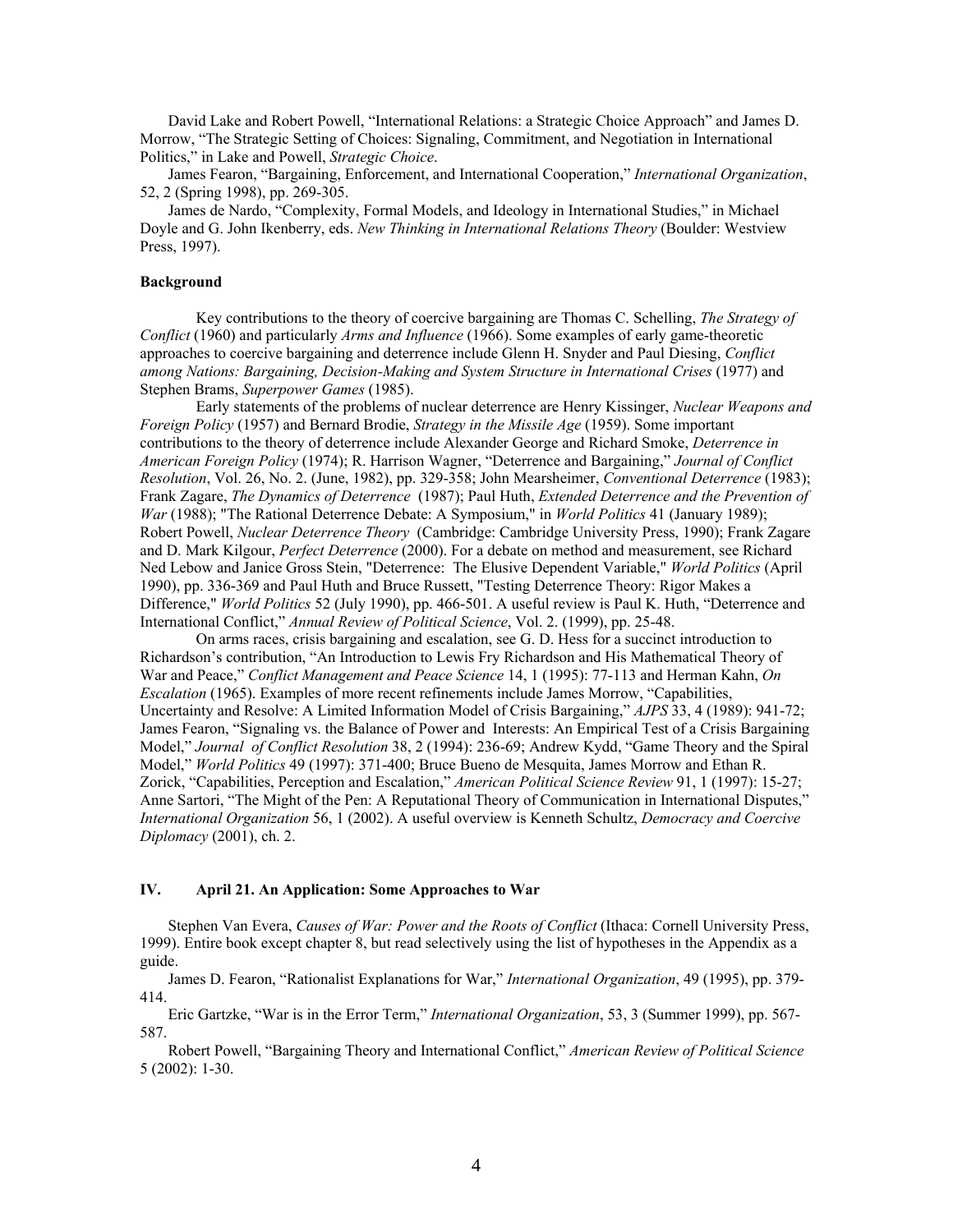David Lake and Robert Powell, "International Relations: a Strategic Choice Approach" and James D. Morrow, "The Strategic Setting of Choices: Signaling, Commitment, and Negotiation in International Politics," in Lake and Powell, *Strategic Choice*.

James Fearon, "Bargaining, Enforcement, and International Cooperation," *International Organization*, 52, 2 (Spring 1998), pp. 269-305.

James de Nardo, "Complexity, Formal Models, and Ideology in International Studies," in Michael Doyle and G. John Ikenberry, eds. *New Thinking in International Relations Theory* (Boulder: Westview Press, 1997).

**Background**

Key contributions to the theory of coercive bargaining are Thomas C. Schelling, *The Strategy of Conflict* (1960) and particularly *Arms and Influence* (1966). Some examples of early game-theoretic approaches to coercive bargaining and deterrence include Glenn H. Snyder and Paul Diesing, *Conflict among Nations: Bargaining, Decision-Making and System Structure in International Crises* (1977) and Stephen Brams, *Superpower Games* (1985).

Early statements of the problems of nuclear deterrence are Henry Kissinger, *Nuclear Weapons and Foreign Policy* (1957) and Bernard Brodie, *Strategy in the Missile Age* (1959). Some important contributions to the theory of deterrence include Alexander George and Richard Smoke, *Deterrence in American Foreign Policy* (1974); R. Harrison Wagner, "Deterrence and Bargaining," *Journal of Conflict Resolution*, Vol. 26, No. 2. (June, 1982), pp. 329-358; John Mearsheimer, *Conventional Deterrence* (1983); Frank Zagare, *The Dynamics of Deterrence* (1987); Paul Huth, *Extended Deterrence and the Prevention of War* (1988); "The Rational Deterrence Debate: A Symposium," in *World Politics* 41 (January 1989); Robert Powell, *Nuclear Deterrence Theory* (Cambridge: Cambridge University Press, 1990); Frank Zagare and D. Mark Kilgour, *Perfect Deterrence* (2000). For a debate on method and measurement, see Richard Ned Lebow and Janice Gross Stein, "Deterrence: The Elusive Dependent Variable," *World Politics* (April 1990), pp. 336-369 and Paul Huth and Bruce Russett, "Testing Deterrence Theory: Rigor Makes a Difference," *World Politics* 52 (July 1990), pp. 466-501. A useful review is Paul K. Huth, "Deterrence and International Conflict," *Annual Review of Political Science*, Vol. 2. (1999), pp. 25-48.

On arms races, crisis bargaining and escalation, see G. D. Hess for a succinct introduction to Richardson's contribution, "An Introduction to Lewis Fry Richardson and His Mathematical Theory of War and Peace," *Conflict Management and Peace Science* 14, 1 (1995): 77-113 and Herman Kahn, *On Escalation* (1965). Examples of more recent refinements include James Morrow, "Capabilities, Uncertainty and Resolve: A Limited Information Model of Crisis Bargaining," *AJPS* 33, 4 (1989): 941-72; James Fearon, "Signaling vs. the Balance of Power and Interests: An Empirical Test of a Crisis Bargaining Model," *Journal of Conflict Resolution* 38, 2 (1994): 236-69; Andrew Kydd, "Game Theory and the Spiral Model," *World Politics* 49 (1997): 371-400; Bruce Bueno de Mesquita, James Morrow and Ethan R. Zorick, "Capabilities, Perception and Escalation," *American Political Science Review* 91, 1 (1997): 15-27; Anne Sartori, "The Might of the Pen: A Reputational Theory of Communication in International Disputes," *International Organization* 56, 1 (2002). A useful overview is Kenneth Schultz, *Democracy and Coercive Diplomacy* (2001), ch. 2.

### IV. April 21. An Application: Some Approaches to War

Stephen Van Evera, *Causes of War: Power and the Roots of Conflict* (Ithaca: Cornell University Press, 1999). Entire book except chapter 8, but read selectively using the list of hypotheses in the Appendix as a guide.

James D. Fearon, "Rationalist Explanations for War," *International Organization*, 49 (1995), pp. 379-414.

Eric Gartzke, "War is in the Error Term," *International Organization*, 53, 3 (Summer 1999), pp. 567-587.

Robert Powell, "Bargaining Theory and International Conflict," *American Review of Political Science* 5 (2002): 1-30.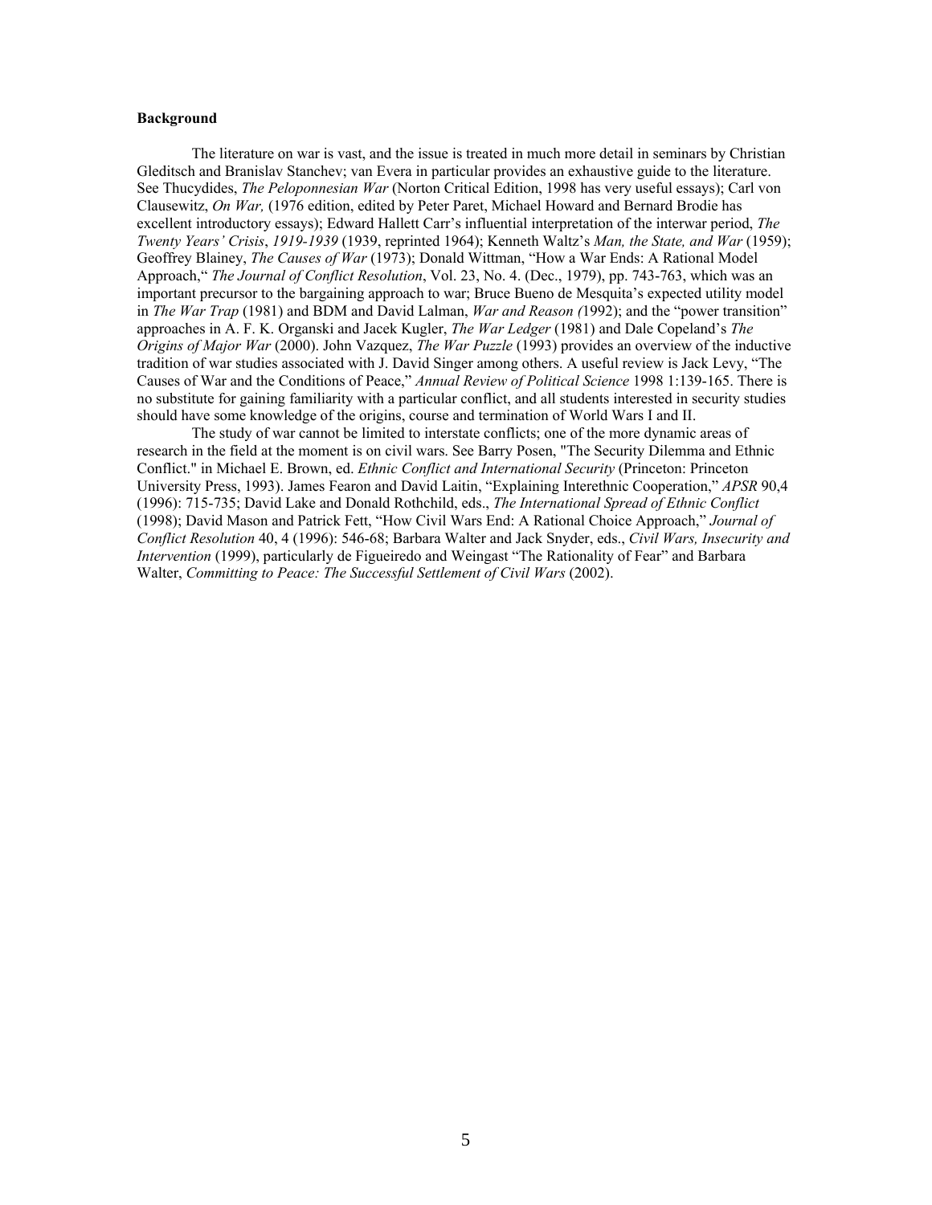**Background**

The literature on war is vast, and the issue is treated in much more detail in seminars by Christian Gleditsch and Branislav Stanchev; van Evera in particular provides an exhaustive guide to the literature. See Thucydides, *The Peloponnesian War* (Norton Critical Edition, 1998 has very useful essays); Carl von Clausewitz, *On War,* (1976 edition, edited by Peter Paret, Michael Howard and Bernard Brodie has excellent introductory essays); Edward Hallett Carr's influential interpretation of the interwar period, *The Twenty Years' Crisis*, *1919-1939* (1939, reprinted 1964); Kenneth Waltz's *Man, the State, and War* (1959); Geoffrey Blainey, *The Causes of War* (1973); Donald Wittman, "How a War Ends: A Rational Model Approach," *The Journal of Conflict Resolution*, Vol. 23, No. 4. (Dec., 1979), pp. 743-763, which was an important precursor to the bargaining approach to war; Bruce Bueno de Mesquita's expected utility model in *The War Trap* (1981) and BDM and David Lalman, *War and Reason (*1992); and the "power transition" approaches in A. F. K. Organski and Jacek Kugler, *The War Ledger* (1981) and Dale Copeland's *The Origins of Major War* (2000). John Vazquez, *The War Puzzle* (1993) provides an overview of the inductive tradition of war studies associated with J. David Singer among others. A useful review is Jack Levy, "The Causes of War and the Conditions of Peace," *Annual Review of Political Science* 1998 1:139-165. There is no substitute for gaining familiarity with a particular conflict, and all students interested in security studies should have some knowledge of the origins, course and termination of World Wars I and II.

The study of war cannot be limited to interstate conflicts; one of the more dynamic areas of research in the field at the moment is on civil wars. See Barry Posen, "The Security Dilemma and Ethnic Conflict." in Michael E. Brown, ed. *Ethnic Conflict and International Security* (Princeton: Princeton University Press, 1993). James Fearon and David Laitin, "Explaining Interethnic Cooperation," *APSR* 90,4 (1996): 715-735; David Lake and Donald Rothchild, eds., *The International Spread of Ethnic Conflict* (1998); David Mason and Patrick Fett, "How Civil Wars End: A Rational Choice Approach," *Journal of Conflict Resolution* 40, 4 (1996): 546-68; Barbara Walter and Jack Snyder, eds., *Civil Wars, Insecurity and Intervention* (1999), particularly de Figueiredo and Weingast "The Rationality of Fear" and Barbara Walter, *Committing to Peace: The Successful Settlement of Civil Wars* (2002).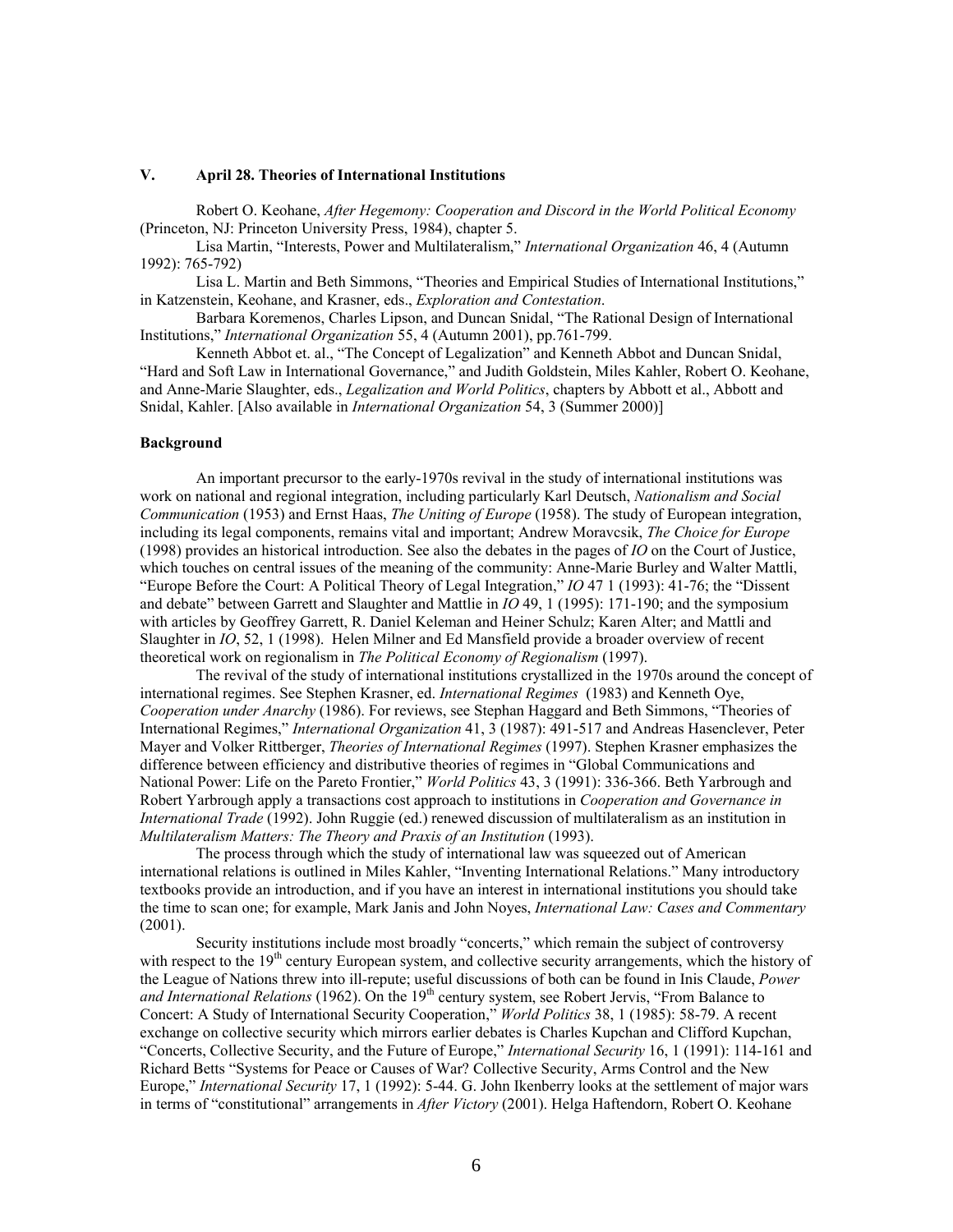## V. April 28. Theories of International Institutions

Robert O. Keohane, *After Hegemony: Cooperation and Discord in the World Political Economy* (Princeton, NJ: Princeton University Press, 1984), chapter 5.

Lisa Martin, "Interests, Power and Multilateralism," *International Organization* 46, 4 (Autumn 1992): 765-792)

Lisa L. Martin and Beth Simmons, "Theories and Empirical Studies of International Institutions," in Katzenstein, Keohane, and Krasner, eds., *Exploration and Contestation*.

Barbara Koremenos, Charles Lipson, and Duncan Snidal, "The Rational Design of International Institutions," *International Organization* 55, 4 (Autumn 2001), pp.761-799.

Kenneth Abbot et. al., "The Concept of Legalization" and Kenneth Abbot and Duncan Snidal, "Hard and Soft Law in International Governance," and Judith Goldstein, Miles Kahler, Robert O. Keohane, and Anne-Marie Slaughter, eds., *Legalization and World Politics*, chapters by Abbott et al., Abbott and Snidal, Kahler. [Also available in *International Organization* 54, 3 (Summer 2000)]

### Background

An important precursor to the early-1970s revival in the study of international institutions was work on national and regional integration, including particularly Karl Deutsch, *Nationalism and Social Communication* (1953) and Ernst Haas, *The Uniting of Europe* (1958). The study of European integration, including its legal components, remains vital and important; Andrew Moravcsik, *The Choice for Europe* (1998) provides an historical introduction. See also the debates in the pages of *IO* on the Court of Justice, which touches on central issues of the meaning of the community: Anne-Marie Burley and Walter Mattli, "Europe Before the Court: A Political Theory of Legal Integration," *IO* 47 1 (1993): 41-76; the "Dissent and debate" between Garrett and Slaughter and Mattlie in *IO* 49, 1 (1995): 171-190; and the symposium with articles by Geoffrey Garrett, R. Daniel Keleman and Heiner Schulz; Karen Alter; and Mattli and Slaughter in *IO*, 52, 1 (1998). Helen Milner and Ed Mansfield provide a broader overview of recent theoretical work on regionalism in *The Political Economy of Regionalism* (1997).

The revival of the study of international institutions crystallized in the 1970s around the concept of international regimes. See Stephen Krasner, ed. *International Regimes* (1983) and Kenneth Oye, *Cooperation under Anarchy* (1986). For reviews, see Stephan Haggard and Beth Simmons, "Theories of International Regimes," *International Organization* 41, 3 (1987): 491-517 and Andreas Hasenclever, Peter Mayer and Volker Rittberger, *Theories of International Regimes* (1997). Stephen Krasner emphasizes the difference between efficiency and distributive theories of regimes in "Global Communications and National Power: Life on the Pareto Frontier," *World Politics* 43, 3 (1991): 336-366. Beth Yarbrough and Robert Yarbrough apply a transactions cost approach to institutions in *Cooperation and Governance in International Trade* (1992). John Ruggie (ed.) renewed discussion of multilateralism as an institution in *Multilateralism Matters: The Theory and Praxis of an Institution* (1993).

The process through which the study of international law was squeezed out of American international relations is outlined in Miles Kahler, "Inventing International Relations." Many introductory textbooks provide an introduction, and if you have an interest in international institutions you should take the time to scan one; for example, Mark Janis and John Noyes, *International Law: Cases and Commentary* (2001).

Security institutions include most broadly "concerts," which remain the subject of controversy with respect to the 19th century European system, and collective security arrangements, which the history of the League of Nations threw into ill-repute; useful discussions of both can be found in Inis Claude, *Power and International Relations* (1962). On the 19th century system, see Robert Jervis, "From Balance to Concert: A Study of International Security Cooperation," *World Politics* 38, 1 (1985): 58-79. A recent exchange on collective security which mirrors earlier debates is Charles Kupchan and Clifford Kupchan, "Concerts, Collective Security, and the Future of Europe," *International Security* 16, 1 (1991): 114-161 and Richard Betts "Systems for Peace or Causes of War? Collective Security, Arms Control and the New Europe," *International Security* 17, 1 (1992): 5-44. G. John Ikenberry looks at the settlement of major wars in terms of "constitutional" arrangements in *After Victory* (2001). Helga Haftendorn, Robert O. Keohane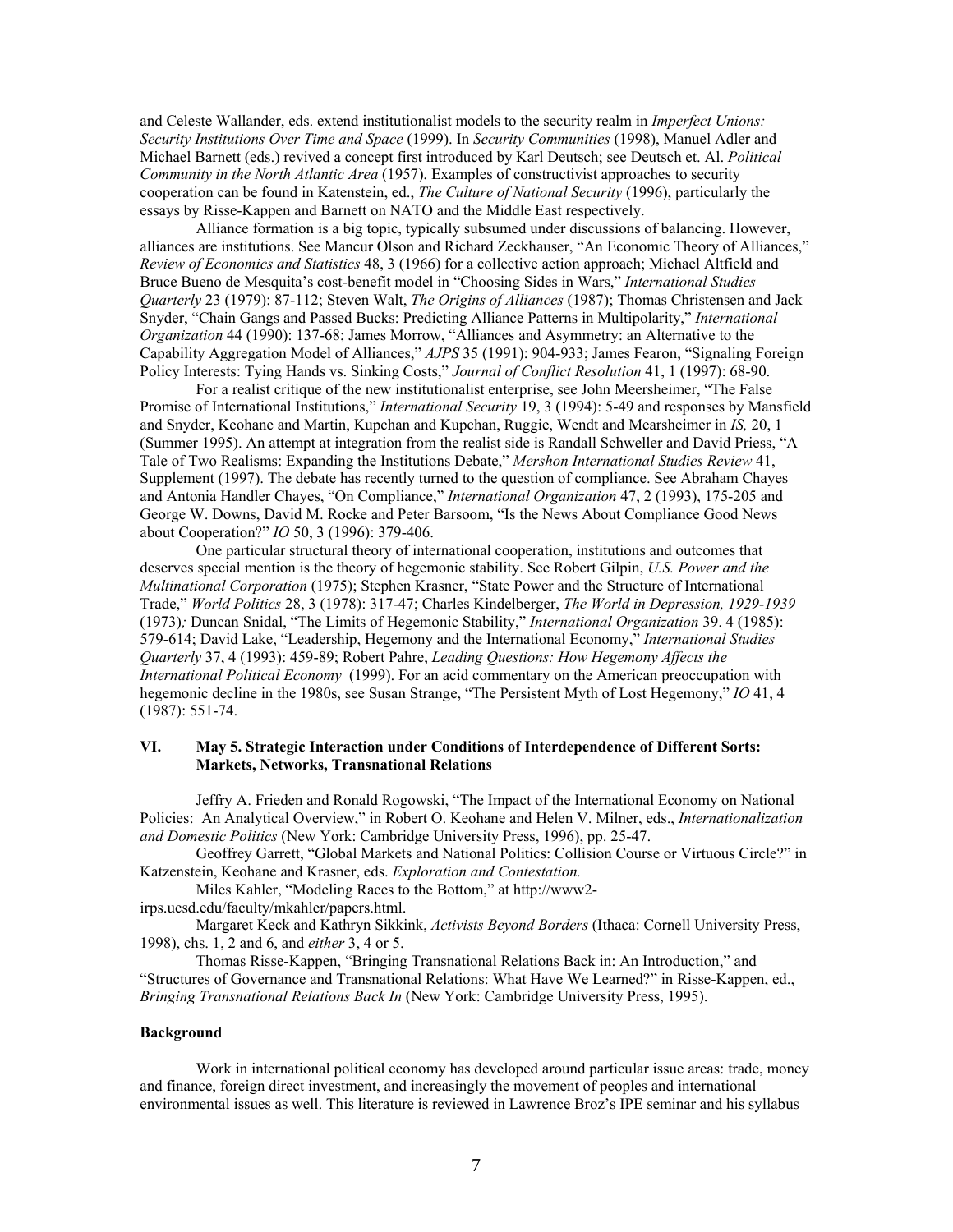and Celeste Wallander, eds. extend institutionalist models to the security realm in *Imperfect Unions: Security Institutions Over Time and Space* (1999). In *Security Communities* (1998), Manuel Adler and Michael Barnett (eds.) revived a concept first introduced by Karl Deutsch; see Deutsch et. Al. *Political Community in the North Atlantic Area* (1957). Examples of constructivist approaches to security cooperation can be found in Katenstein, ed., *The Culture of National Security* (1996), particularly the essays by Risse-Kappen and Barnett on NATO and the Middle East respectively.

Alliance formation is a big topic, typically subsumed under discussions of balancing. However, alliances are institutions. See Mancur Olson and Richard Zeckhauser, "An Economic Theory of Alliances," *Review of Economics and Statistics* 48, 3 (1966) for a collective action approach; Michael Altfield and Bruce Bueno de Mesquita's cost-benefit model in "Choosing Sides in Wars," *International Studies Quarterly* 23 (1979): 87-112; Steven Walt, *The Origins of Alliances* (1987); Thomas Christensen and Jack Snyder, "Chain Gangs and Passed Bucks: Predicting Alliance Patterns in Multipolarity," *International Organization* 44 (1990): 137-68; James Morrow, "Alliances and Asymmetry: an Alternative to the Capability Aggregation Model of Alliances," *AJPS* 35 (1991): 904-933; James Fearon, "Signaling Foreign Policy Interests: Tying Hands vs. Sinking Costs," *Journal of Conflict Resolution* 41, 1 (1997): 68-90.

For a realist critique of the new institutionalist enterprise, see John Meersheimer, "The False Promise of International Institutions," *International Security* 19, 3 (1994): 5-49 and responses by Mansfield and Snyder, Keohane and Martin, Kupchan and Kupchan, Ruggie, Wendt and Mearsheimer in *IS,* 20, 1 (Summer 1995). An attempt at integration from the realist side is Randall Schweller and David Priess, "A Tale of Two Realisms: Expanding the Institutions Debate," *Mershon International Studies Review* 41, Supplement (1997). The debate has recently turned to the question of compliance. See Abraham Chayes and Antonia Handler Chayes, "On Compliance," *International Organization* 47, 2 (1993), 175-205 and George W. Downs, David M. Rocke and Peter Barsoom, "Is the News About Compliance Good News about Cooperation?" *IO* 50, 3 (1996): 379-406.

One particular structural theory of international cooperation, institutions and outcomes that deserves special mention is the theory of hegemonic stability. See Robert Gilpin, *U.S. Power and the Multinational Corporation* (1975); Stephen Krasner, "State Power and the Structure of International Trade," *World Politics* 28, 3 (1978): 317-47; Charles Kindelberger, *The World in Depression, 1929-1939* (1973)*;* Duncan Snidal, "The Limits of Hegemonic Stability," *International Organization* 39. 4 (1985): 579-614; David Lake, "Leadership, Hegemony and the International Economy," *International Studies Quarterly* 37, 4 (1993): 459-89; Robert Pahre, *Leading Questions: How Hegemony Affects the International Political Economy* (1999). For an acid commentary on the American preoccupation with hegemonic decline in the 1980s, see Susan Strange, "The Persistent Myth of Lost Hegemony," *IO* 41, 4 (1987): 551-74.

### VI. May 5. Strategic Interaction under Conditions of Interdependence of Different Sorts: Markets, Networks, Transnational Relations

Jeffry A. Frieden and Ronald Rogowski, "The Impact of the International Economy on National Policies: An Analytical Overview," in Robert O. Keohane and Helen V. Milner, eds., *Internationalization and Domestic Politics* (New York: Cambridge University Press, 1996), pp. 25-47.

Geoffrey Garrett, "Global Markets and National Politics: Collision Course or Virtuous Circle?" in Katzenstein, Keohane and Krasner, eds. *Exploration and Contestation.*

Miles Kahler, "Modeling Races to the Bottom," at http://www2-irps.ucsd.edu/faculty/mkahler/papers.html.

Margaret Keck and Kathryn Sikkink, *Activists Beyond Borders* (Ithaca: Cornell University Press, 1998), chs. 1, 2 and 6, and *either* 3, 4 or 5.

Thomas Risse-Kappen, "Bringing Transnational Relations Back in: An Introduction," and "Structures of Governance and Transnational Relations: What Have We Learned?" in Risse-Kappen, ed., *Bringing Transnational Relations Back In* (New York: Cambridge University Press, 1995).

#### Background

Work in international political economy has developed around particular issue areas: trade, money and finance, foreign direct investment, and increasingly the movement of peoples and international environmental issues as well. This literature is reviewed in Lawrence Broz's IPE seminar and his syllabus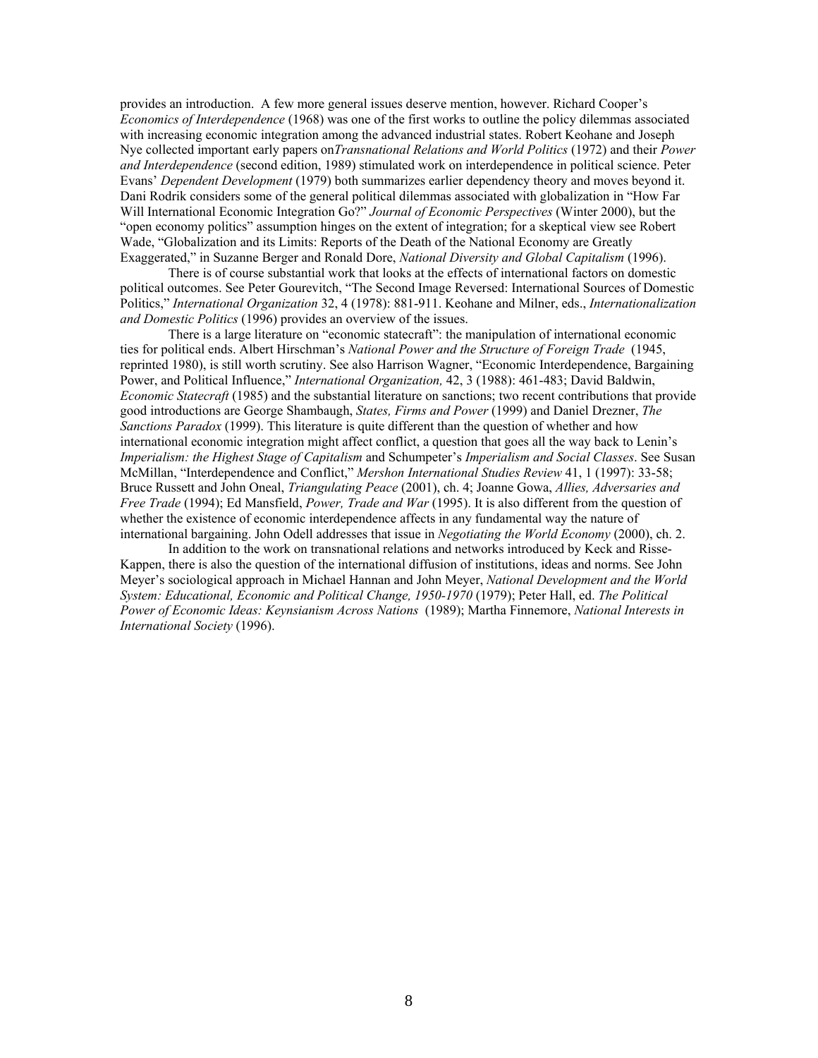provides an introduction. A few more general issues deserve mention, however. Richard Cooper's *Economics of Interdependence* (1968) was one of the first works to outline the policy dilemmas associated with increasing economic integration among the advanced industrial states. Robert Keohane and Joseph Nye collected important early papers on*Transnational Relations and World Politics* (1972) and their *Power and Interdependence* (second edition, 1989) stimulated work on interdependence in political science. Peter Evans' *Dependent Development* (1979) both summarizes earlier dependency theory and moves beyond it. Dani Rodrik considers some of the general political dilemmas associated with globalization in "How Far Will International Economic Integration Go?" *Journal of Economic Perspectives* (Winter 2000), but the "open economy politics" assumption hinges on the extent of integration; for a skeptical view see Robert Wade, "Globalization and its Limits: Reports of the Death of the National Economy are Greatly Exaggerated," in Suzanne Berger and Ronald Dore, *National Diversity and Global Capitalism* (1996).

There is of course substantial work that looks at the effects of international factors on domestic political outcomes. See Peter Gourevitch, "The Second Image Reversed: International Sources of Domestic Politics," *International Organization* 32, 4 (1978): 881-911. Keohane and Milner, eds., *Internationalization and Domestic Politics* (1996) provides an overview of the issues.

There is a large literature on "economic statecraft": the manipulation of international economic ties for political ends. Albert Hirschman's *National Power and the Structure of Foreign Trade* (1945, reprinted 1980), is still worth scrutiny. See also Harrison Wagner, "Economic Interdependence, Bargaining Power, and Political Influence," *International Organization,* 42, 3 (1988): 461-483; David Baldwin, *Economic Statecraft* (1985) and the substantial literature on sanctions; two recent contributions that provide good introductions are George Shambaugh, *States, Firms and Power* (1999) and Daniel Drezner, *The Sanctions Paradox* (1999). This literature is quite different than the question of whether and how international economic integration might affect conflict, a question that goes all the way back to Lenin's *Imperialism: the Highest Stage of Capitalism* and Schumpeter's *Imperialism and Social Classes*. See Susan McMillan, "Interdependence and Conflict," *Mershon International Studies Review* 41, 1 (1997): 33-58; Bruce Russett and John Oneal, *Triangulating Peace* (2001), ch. 4; Joanne Gowa, *Allies, Adversaries and Free Trade* (1994); Ed Mansfield, *Power, Trade and War* (1995). It is also different from the question of whether the existence of economic interdependence affects in any fundamental way the nature of international bargaining. John Odell addresses that issue in *Negotiating the World Economy* (2000), ch. 2.

In addition to the work on transnational relations and networks introduced by Keck and Risse-Kappen, there is also the question of the international diffusion of institutions, ideas and norms. See John Meyer's sociological approach in Michael Hannan and John Meyer, *National Development and the World System: Educational, Economic and Political Change, 1950-1970* (1979); Peter Hall, ed. *The Political Power of Economic Ideas: Keynsianism Across Nations* (1989); Martha Finnemore, *National Interests in International Society* (1996).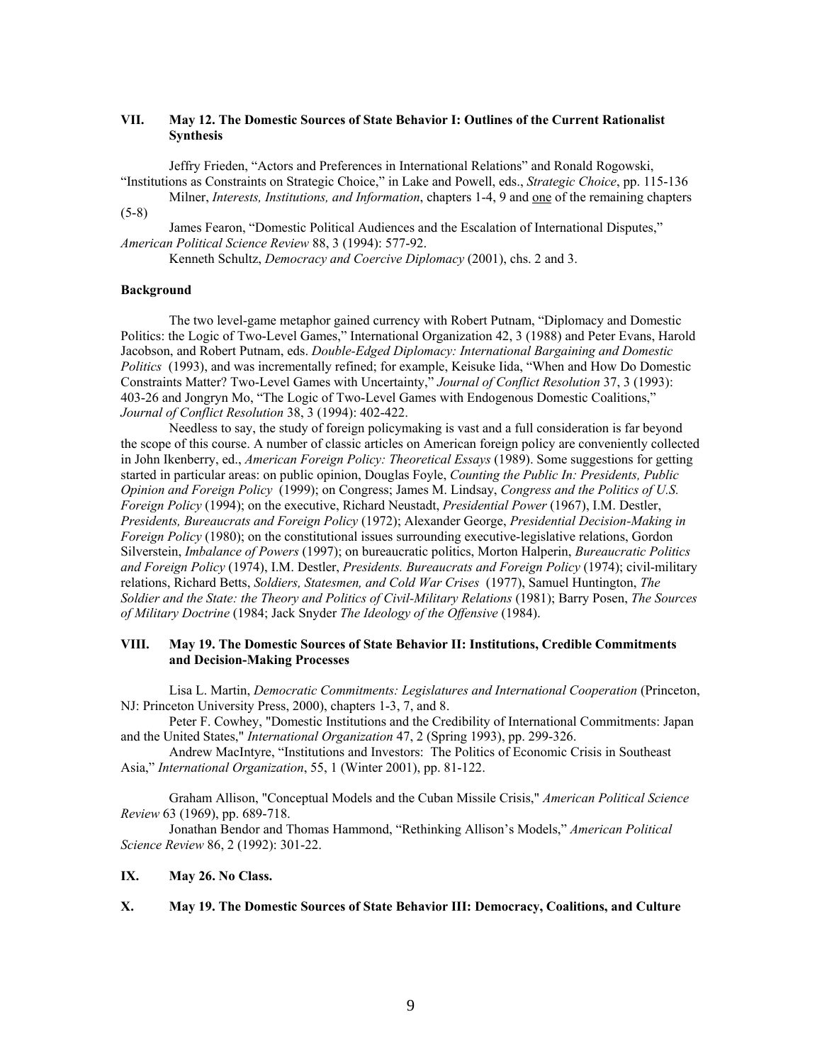## VII. May 12. The Domestic Sources of State Behavior I: Outlines of the Current Rationalist Synthesis

Jeffry Frieden, "Actors and Preferences in International Relations" and Ronald Rogowski, "Institutions as Constraints on Strategic Choice," in Lake and Powell, eds., *Strategic Choice*, pp. 115-136

Milner, *Interests, Institutions, and Information*, chapters 1-4, 9 and one of the remaining chapters (5-8)

James Fearon, "Domestic Political Audiences and the Escalation of International Disputes," *American Political Science Review* 88, 3 (1994): 577-92.

Kenneth Schultz, *Democracy and Coercive Diplomacy* (2001), chs. 2 and 3.

### Background

The two level-game metaphor gained currency with Robert Putnam, "Diplomacy and Domestic Politics: the Logic of Two-Level Games," International Organization 42, 3 (1988) and Peter Evans, Harold Jacobson, and Robert Putnam, eds. *Double-Edged Diplomacy: International Bargaining and Domestic Politics* (1993), and was incrementally refined; for example, Keisuke Iida, "When and How Do Domestic Constraints Matter? Two-Level Games with Uncertainty," *Journal of Conflict Resolution* 37, 3 (1993): 403-26 and Jongryn Mo, "The Logic of Two-Level Games with Endogenous Domestic Coalitions," *Journal of Conflict Resolution* 38, 3 (1994): 402-422.

Needless to say, the study of foreign policymaking is vast and a full consideration is far beyond the scope of this course. A number of classic articles on American foreign policy are conveniently collected in John Ikenberry, ed., *American Foreign Policy: Theoretical Essays* (1989). Some suggestions for getting started in particular areas: on public opinion, Douglas Foyle, *Counting the Public In: Presidents, Public Opinion and Foreign Policy* (1999); on Congress; James M. Lindsay, *Congress and the Politics of U.S. Foreign Policy* (1994); on the executive, Richard Neustadt, *Presidential Power* (1967), I.M. Destler, *Presidents, Bureaucrats and Foreign Policy* (1972); Alexander George, *Presidential Decision-Making in Foreign Policy* (1980); on the constitutional issues surrounding executive-legislative relations, Gordon Silverstein, *Imbalance of Powers* (1997); on bureaucratic politics, Morton Halperin, *Bureaucratic Politics and Foreign Policy* (1974), I.M. Destler, *Presidents. Bureaucrats and Foreign Policy* (1974); civil-military relations, Richard Betts, *Soldiers, Statesmen, and Cold War Crises* (1977), Samuel Huntington, *The Soldier and the State: the Theory and Politics of Civil-Military Relations* (1981); Barry Posen, *The Sources of Military Doctrine* (1984; Jack Snyder *The Ideology of the Offensive* (1984).

## VIII. May 19. The Domestic Sources of State Behavior II: Institutions, Credible Commitments and Decision-Making Processes

Lisa L. Martin, *Democratic Commitments: Legislatures and International Cooperation* (Princeton, NJ: Princeton University Press, 2000), chapters 1-3, 7, and 8.

Peter F. Cowhey, "Domestic Institutions and the Credibility of International Commitments: Japan and the United States," *International Organization* 47, 2 (Spring 1993), pp. 299-326.

Andrew MacIntyre, "Institutions and Investors: The Politics of Economic Crisis in Southeast Asia," *International Organization*, 55, 1 (Winter 2001), pp. 81-122.

Graham Allison, "Conceptual Models and the Cuban Missile Crisis," *American Political Science Review* 63 (1969), pp. 689-718.

Jonathan Bendor and Thomas Hammond, "Rethinking Allison's Models," *American Political Science Review* 86, 2 (1992): 301-22.

## IX. May 26. No Class.

## X. May 19. The Domestic Sources of State Behavior III: Democracy, Coalitions, and Culture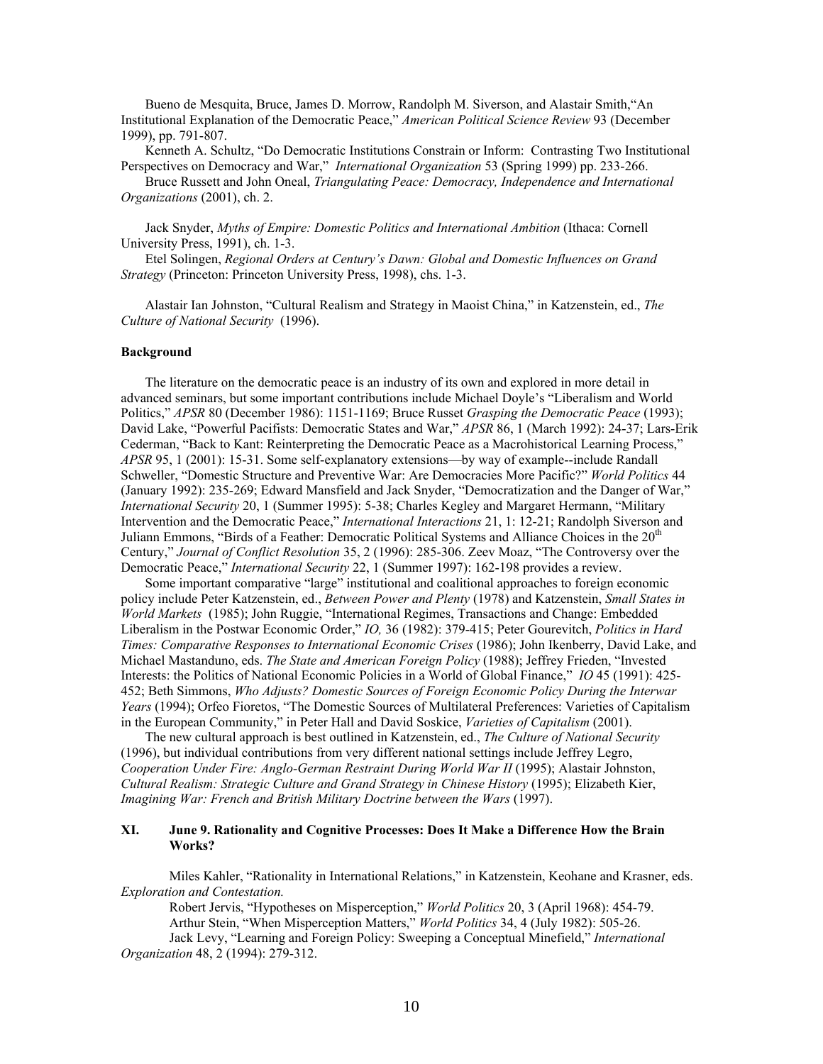Bueno de Mesquita, Bruce, James D. Morrow, Randolph M. Siverson, and Alastair Smith,"An Institutional Explanation of the Democratic Peace," *American Political Science Review* 93 (December 1999), pp. 791-807.

Kenneth A. Schultz, "Do Democratic Institutions Constrain or Inform: Contrasting Two Institutional Perspectives on Democracy and War," *International Organization* 53 (Spring 1999) pp. 233-266.

Bruce Russett and John Oneal, *Triangulating Peace: Democracy, Independence and International Organizations* (2001), ch. 2.

Jack Snyder, *Myths of Empire: Domestic Politics and International Ambition* (Ithaca: Cornell University Press, 1991), ch. 1-3.

Etel Solingen, *Regional Orders at Century's Dawn: Global and Domestic Influences on Grand Strategy* (Princeton: Princeton University Press, 1998), chs. 1-3.

Alastair Ian Johnston, "Cultural Realism and Strategy in Maoist China," in Katzenstein, ed., *The Culture of National Security* (1996).

**Background**

The literature on the democratic peace is an industry of its own and explored in more detail in advanced seminars, but some important contributions include Michael Doyle's "Liberalism and World Politics," *APSR* 80 (December 1986): 1151-1169; Bruce Russet *Grasping the Democratic Peace* (1993); David Lake, "Powerful Pacifists: Democratic States and War," *APSR* 86, 1 (March 1992): 24-37; Lars-Erik Cederman, "Back to Kant: Reinterpreting the Democratic Peace as a Macrohistorical Learning Process," *APSR* 95, 1 (2001): 15-31. Some self-explanatory extensions—by way of example--include Randall Schweller, "Domestic Structure and Preventive War: Are Democracies More Pacific?" *World Politics* 44 (January 1992): 235-269; Edward Mansfield and Jack Snyder, "Democratization and the Danger of War," *International Security* 20, 1 (Summer 1995): 5-38; Charles Kegley and Margaret Hermann, "Military Intervention and the Democratic Peace," *International Interactions* 21, 1: 12-21; Randolph Siverson and Juliann Emmons, "Birds of a Feather: Democratic Political Systems and Alliance Choices in the 20th Century," *Journal of Conflict Resolution* 35, 2 (1996): 285-306. Zeev Moaz, "The Controversy over the Democratic Peace," *International Security* 22, 1 (Summer 1997): 162-198 provides a review.

Some important comparative "large" institutional and coalitional approaches to foreign economic policy include Peter Katzenstein, ed., *Between Power and Plenty* (1978) and Katzenstein, *Small States in World Markets* (1985); John Ruggie, "International Regimes, Transactions and Change: Embedded Liberalism in the Postwar Economic Order," *IO,* 36 (1982): 379-415; Peter Gourevitch, *Politics in Hard Times: Comparative Responses to International Economic Crises* (1986); John Ikenberry, David Lake, and Michael Mastanduno, eds. *The State and American Foreign Policy* (1988); Jeffrey Frieden, "Invested Interests: the Politics of National Economic Policies in a World of Global Finance," *IO* 45 (1991): 425-452; Beth Simmons, *Who Adjusts? Domestic Sources of Foreign Economic Policy During the Interwar Years* (1994); Orfeo Fioretos, "The Domestic Sources of Multilateral Preferences: Varieties of Capitalism in the European Community," in Peter Hall and David Soskice, *Varieties of Capitalism* (2001).

The new cultural approach is best outlined in Katzenstein, ed., *The Culture of National Security* (1996), but individual contributions from very different national settings include Jeffrey Legro, *Cooperation Under Fire: Anglo-German Restraint During World War II* (1995); Alastair Johnston, *Cultural Realism: Strategic Culture and Grand Strategy in Chinese History* (1995); Elizabeth Kier, *Imagining War: French and British Military Doctrine between the Wars* (1997).

### XI. June 9. Rationality and Cognitive Processes: Does It Make a Difference How the Brain Works?

Miles Kahler, "Rationality in International Relations," in Katzenstein, Keohane and Krasner, eds. *Exploration and Contestation.*

Robert Jervis, "Hypotheses on Misperception," *World Politics* 20, 3 (April 1968): 454-79.

Arthur Stein, "When Misperception Matters," *World Politics* 34, 4 (July 1982): 505-26.

Jack Levy, "Learning and Foreign Policy: Sweeping a Conceptual Minefield," *International Organization* 48, 2 (1994): 279-312.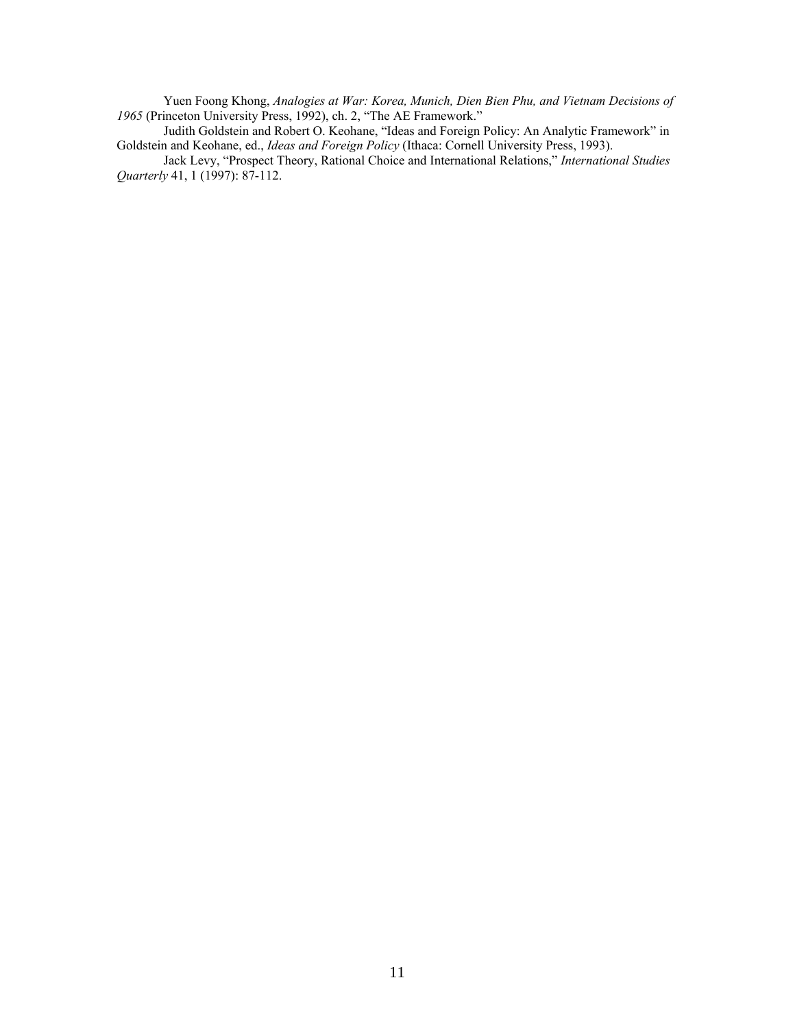Yuen Foong Khong, *Analogies at War: Korea, Munich, Dien Bien Phu, and Vietnam Decisions of 1965* (Princeton University Press, 1992), ch. 2, "The AE Framework."

Judith Goldstein and Robert O. Keohane, "Ideas and Foreign Policy: An Analytic Framework" in Goldstein and Keohane, ed., *Ideas and Foreign Policy* (Ithaca: Cornell University Press, 1993).

Jack Levy, "Prospect Theory, Rational Choice and International Relations," *International Studies Quarterly* 41, 1 (1997): 87-112.